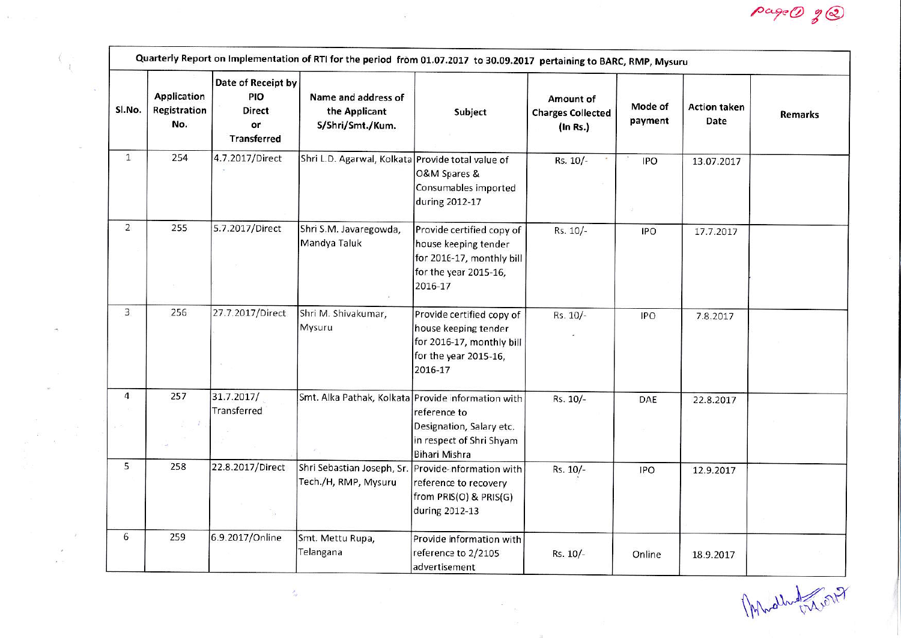| Quarterly Report on Implementation of RTI for the period from 01.07.2017 to 30.09.2017 pertaining to BARC, RMP, Mysuru | | | | | | | | |
|---|---|---|---|---|---|---|---|---|
| Sl.No. | Application Registration No. | Date of Receipt by PIO Direct or Transferred | Name and address of the Applicant S/Shri/Smt./Kum. | Subject | Amount of Charges Collected (In Rs.) | Mode of payment | Action taken Date | Remarks |
| 1 | 254 | 4.7.2017/Direct | Shri L.D. Agarwal, Kolkata | Provide total value of O&M Spares & Consumables imported during 2012-17 | Rs. 10/- | IPO | 13.07.2017 | |
| 2 | 255 | 5.7.2017/Direct | Shri S.M. Javaregowda, Mandya Taluk | Provide certified copy of house keeping tender for 2016-17, monthly bill for the year 2015-16, 2016-17 | Rs. 10/- | IPO | 17.7.2017 | |
| 3 | 256 | 27.7.2017/Direct | Shri M. Shivakumar, Mysuru | Provide certified copy of house keeping tender for 2016-17, monthly bill for the year 2015-16, 2016-17 | Rs. 10/- | IPO | 7.8.2017 | |
| 4 | 257 | 31.7.2017/ Transferred | Smt. Alka Pathak, Kolkata | Provide information with reference to Designation, Salary etc. in respect of Shri Shyam Bihari Mishra | Rs. 10/- | DAE | 22.8.2017 | |
| 5 | 258 | 22.8.2017/Direct | Shri Sebastian Joseph, Sr. Tech./H, RMP, Mysuru | Provide nformation with reference to recovery from PRIS(O) & PRIS(G) during 2012-13 | Rs. 10/- | IPO | 12.9.2017 | |
| 6 | 259 | 6.9.2017/Online | Smt. Mettu Rupa, Telangana | Provide information with reference to 2/2105 advertisement | Rs. 10/- | Online | 18.9.2017 | |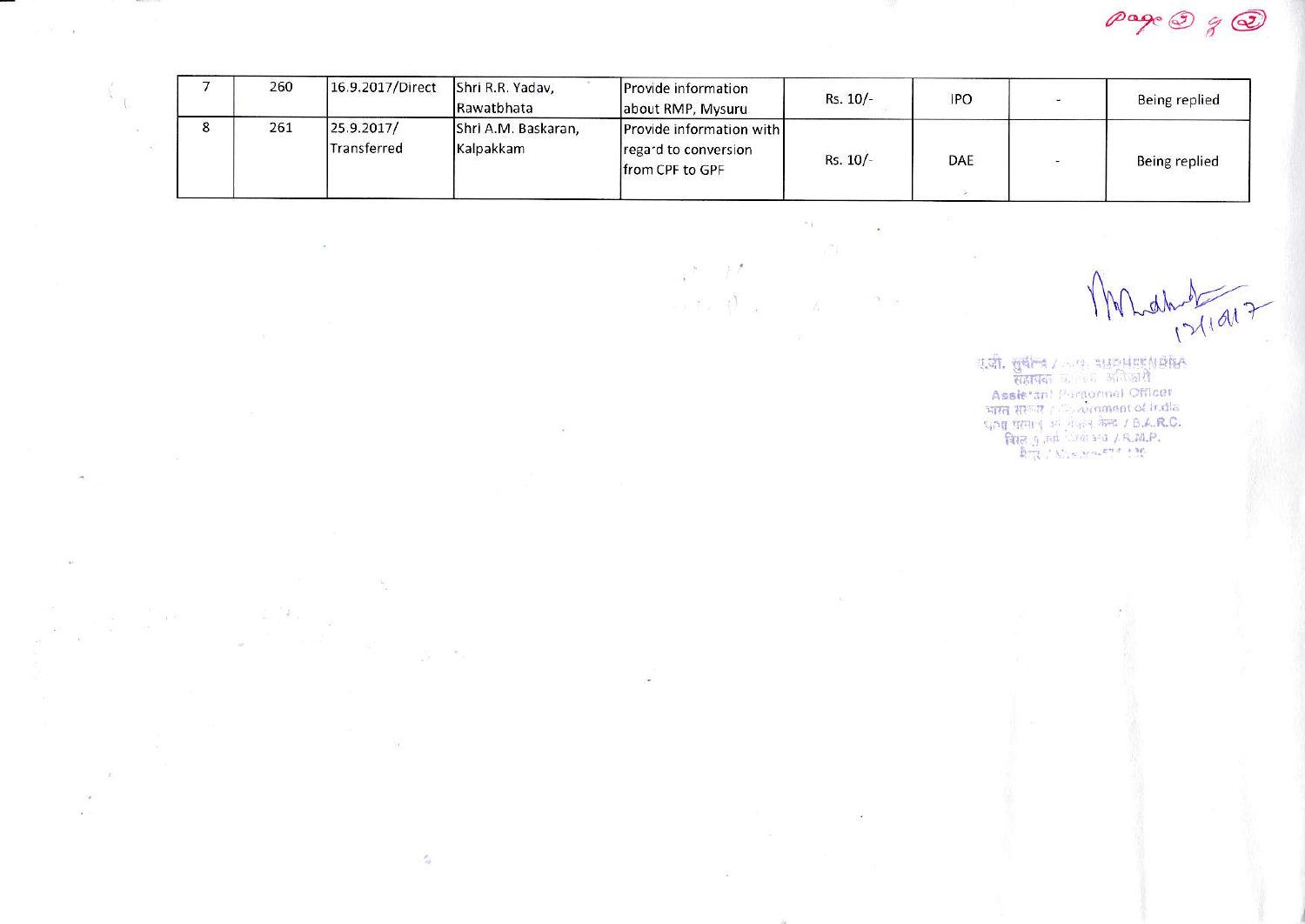| | | | | | | | | |
|---|---|---|---|---|---|---|---|---|
| 7 | 260 | 16.9.2017/Direct | Shri R.R. Yadav, Rawatbhata | Provide information about RMP, Mysuru | Rs. 10/- | IPO | - | Being replied |
| 8 | 261 | 25.9.2017/ Transferred | Shri A.M. Baskaran, Kalpakkam | Provide information with regard to conversion from CPF to GPF | Rs. 10/- | DAE | - | Being replied |

12/10/17

Assistant Personnel Officer
Government of India
B.A.R.C.
R.M.P.